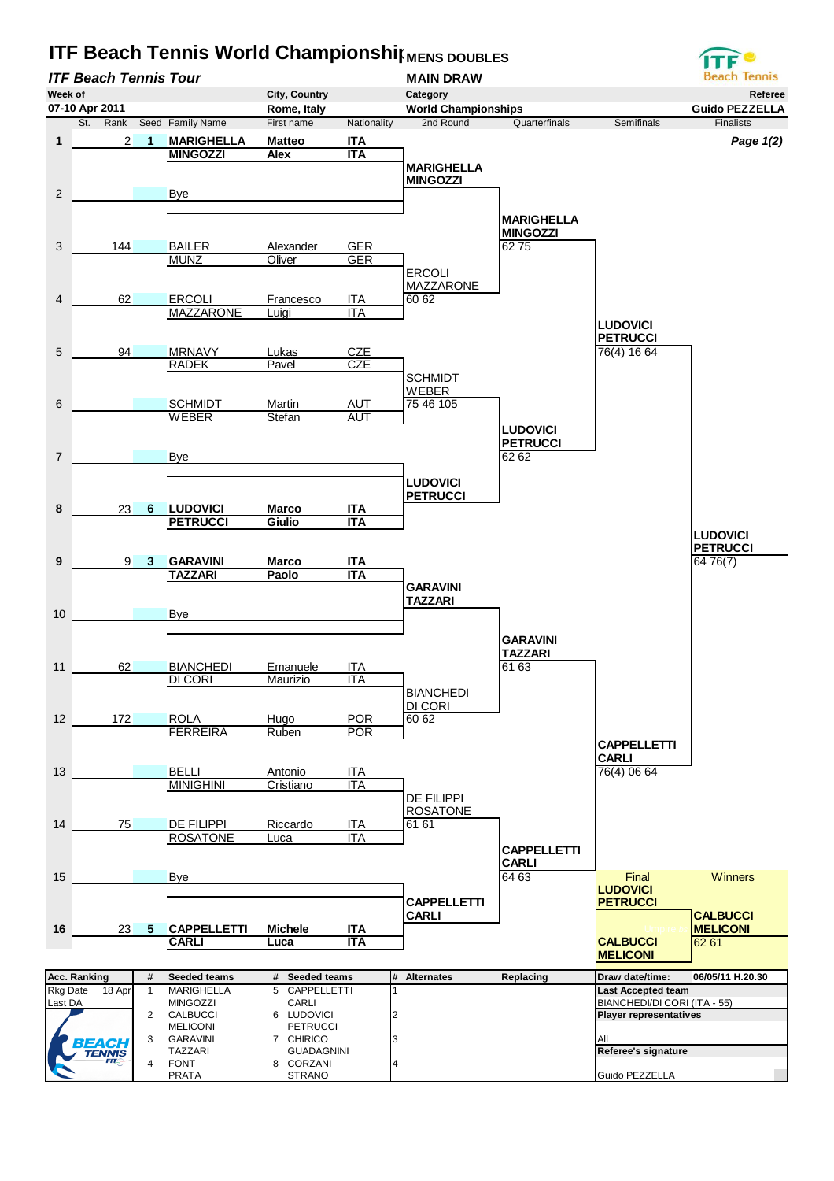# ITF Beach Tennis World Championships

## MENS DOUBLES

### ITF Beach Tennis Tour — MAIN DRAW

| Week of | City, Country | Category | Referee |
|---|---|---|---|
| 07-10 Apr 2011 | Rome, Italy | World Championships | Guido PEZZELLA |

| St. | Rank | Seed | Family Name | First name | Nationality |
|---|---|---|---|---|---|
| 1 | 2 | 1 | MARIGHELLA | Matteo | ITA |
| | | | MINGOZZI | Alex | ITA |
| 2 | | | Bye | | |
| 3 | 144 | | BAILER | Alexander | GER |
| | | | MUNZ | Oliver | GER |
| 4 | 62 | | ERCOLI | Francesco | ITA |
| | | | MAZZARONE | Luigi | ITA |
| 5 | 94 | | MRNAVY | Lukas | CZE |
| | | | RADEK | Pavel | CZE |
| 6 | | | SCHMIDT | Martin | AUT |
| | | | WEBER | Stefan | AUT |
| 7 | | | Bye | | |
| 8 | 23 | 6 | LUDOVICI | Marco | ITA |
| | | | PETRUCCI | Giulio | ITA |
| 9 | 9 | 3 | GARAVINI | Marco | ITA |
| | | | TAZZARI | Paolo | ITA |
| 10 | | | Bye | | |
| 11 | 62 | | BIANCHEDI | Emanuele | ITA |
| | | | DI CORI | Maurizio | ITA |
| 12 | 172 | | ROLA | Hugo | POR |
| | | | FERREIRA | Ruben | POR |
| 13 | | | BELLI | Antonio | ITA |
| | | | MINIGHINI | Cristiano | ITA |
| 14 | 75 | | DE FILIPPI | Riccardo | ITA |
| | | | ROSATONE | Luca | ITA |
| 15 | | | Bye | | |
| 16 | 23 | 5 | CAPPELLETTI | Michele | ITA |
| | | | CARLI | Luca | ITA |

**2nd Round**
- MARIGHELLA / MINGOZZI
- ERCOLI / MAZZARONE 60 62
- SCHMIDT / WEBER 75 46 105
- LUDOVICI / PETRUCCI
- GARAVINI / TAZZARI
- BIANCHEDI / DI CORI 60 62
- DE FILIPPI / ROSATONE 61 61
- CAPPELLETTI / CARLI

**Quarterfinals**
- MARIGHELLA / MINGOZZI 62 75
- LUDOVICI / PETRUCCI 62 62
- GARAVINI / TAZZARI 61 63
- CAPPELLETTI / CARLI 64 63

**Semifinals**
- LUDOVICI / PETRUCCI 76(4) 16 64
- CAPPELLETTI / CARLI 76(4) 06 64

**Finalists**
- LUDOVICI / PETRUCCI 64 76(7)

**Final**
- LUDOVICI / PETRUCCI
- CALBUCCI / MELICONI

**Winners**
- CALBUCCI / MELICONI 62 61

| Acc. Ranking | # | Seeded teams | # | Seeded teams | # | Alternates | Replacing |
|---|---|---|---|---|---|---|---|
| Rkg Date 18 Apr | 1 | MARIGHELLA / MINGOZZI | 5 | CAPPELLETTI / CARLI | 1 | | |
| Last DA | 2 | CALBUCCI / MELICONI | 6 | LUDOVICI / PETRUCCI | 2 | | |
| | 3 | GARAVINI / TAZZARI | 7 | CHIRICO / GUADAGNINI | 3 | | |
| | 4 | FONT / PRATA | 8 | CORZANI / STRANO | 4 | | |

Draw date/time: 06/05/11 H.20.30

Last Accepted team: BIANCHEDI/DI CORI (ITA - 55)

Player representatives: All

Referee's signature: Guido PEZZELLA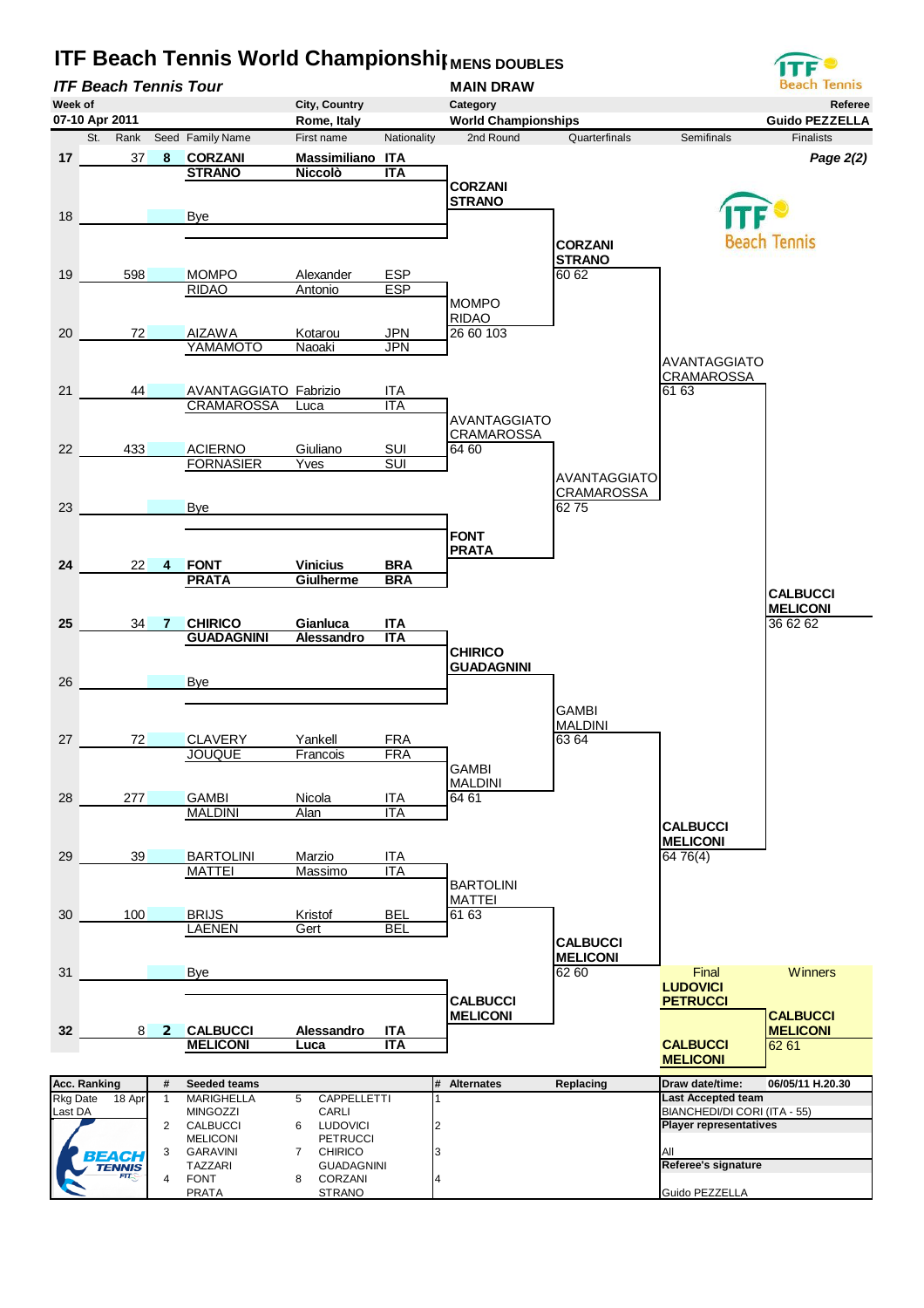# ITF Beach Tennis World Championships

## MENS DOUBLES

*ITF Beach Tennis Tour*

**MAIN DRAW**

| Week of | City, Country | Category | Referee |
|---|---|---|---|
| 07-10 Apr 2011 | Rome, Italy | World Championships | Guido PEZZELLA |

*Page 2(2)*

| St. | Rank | Seed | Family Name | First name | Nationality | 2nd Round | Quarterfinals | Semifinals | Finalists |
|---|---|---|---|---|---|---|---|---|---|
| 17 | 37 | 8 | **CORZANI** / **STRANO** | **Massimiliano** / **Niccolò** | **ITA** / **ITA** | CORZANI / STRANO | | | |
| 18 | | | Bye | | | | CORZANI / STRANO 60 62 | | |
| 19 | 598 | | MOMPO / RIDAO | Alexander / Antonio | ESP / ESP | MOMPO / RIDAO 26 60 103 | | | |
| 20 | 72 | | AIZAWA / YAMAMOTO | Kotarou / Naoaki | JPN / JPN | | | AVANTAGGIATO / CRAMAROSSA 61 63 | |
| 21 | 44 | | AVANTAGGIATO / CRAMAROSSA | Fabrizio / Luca | ITA / ITA | AVANTAGGIATO / CRAMAROSSA 64 60 | | | |
| 22 | 433 | | ACIERNO / FORNASIER | Giuliano / Yves | SUI / SUI | | AVANTAGGIATO / CRAMAROSSA 62 75 | | |
| 23 | | | Bye | | | FONT / PRATA | | | |
| 24 | 22 | 4 | **FONT** / **PRATA** | **Vinicius** / **Giulherme** | **BRA** / **BRA** | | | | CALBUCCI / MELICONI 36 62 62 |
| 25 | 34 | 7 | **CHIRICO** / **GUADAGNINI** | **Gianluca** / **Alessandro** | **ITA** / **ITA** | CHIRICO / GUADAGNINI | | | |
| 26 | | | Bye | | | | GAMBI / MALDINI 63 64 | | |
| 27 | 72 | | CLAVERY / JOUQUE | Yankell / Francois | FRA / FRA | GAMBI / MALDINI 64 61 | | | |
| 28 | 277 | | GAMBI / MALDINI | Nicola / Alan | ITA / ITA | | | CALBUCCI / MELICONI 64 76(4) | |
| 29 | 39 | | BARTOLINI / MATTEI | Marzio / Massimo | ITA / ITA | BARTOLINI / MATTEI 61 63 | | | |
| 30 | 100 | | BRIJS / LAENEN | Kristof / Gert | BEL / BEL | | CALBUCCI / MELICONI 62 60 | | |
| 31 | | | Bye | | | CALBUCCI / MELICONI | | | |
| 32 | 8 | 2 | **CALBUCCI** / **MELICONI** | **Alessandro** / **Luca** | **ITA** / **ITA** | | | | |

**Final:** LUDOVICI / PETRUCCI vs CALBUCCI / MELICONI

**Winners:** CALBUCCI / MELICONI 62 61

| Acc. Ranking | # | Seeded teams | # | | # | Alternates | Replacing | Draw date/time: 06/05/11 H.20.30 |
|---|---|---|---|---|---|---|---|---|
| Rkg Date 18 Apr | 1 | MARIGHELLA / MINGOZZI | 5 | CAPPELLETTI / CARLI | 1 | | | Last Accepted team: BIANCHEDI/DI CORI (ITA - 55) |
| Last DA | 2 | CALBUCCI / MELICONI | 6 | LUDOVICI / PETRUCCI | 2 | | | Player representatives: All |
| | 3 | GARAVINI / TAZZARI | 7 | CHIRICO / GUADAGNINI | 3 | | | Referee's signature |
| | 4 | FONT / PRATA | 8 | CORZANI / STRANO | 4 | | | Guido PEZZELLA |